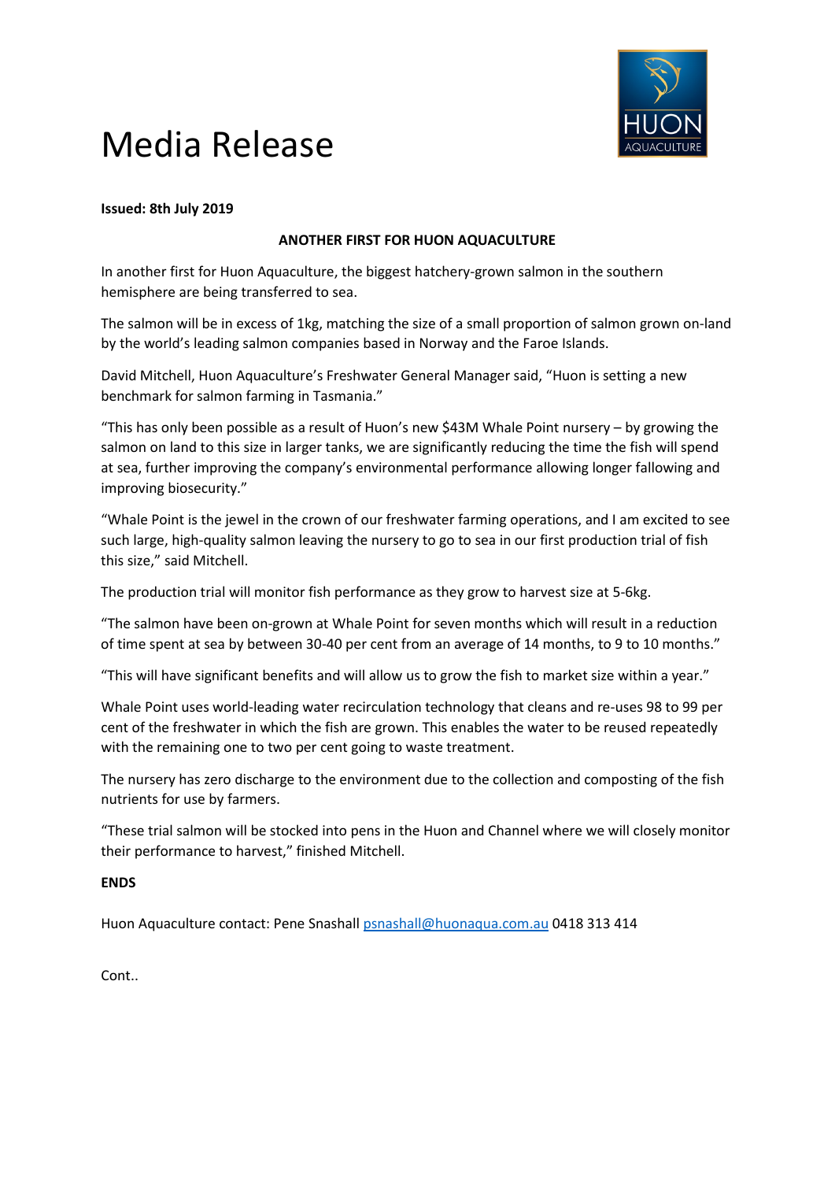# Media Release

**Issued: 8th July 2019**

**ANOTHER FIRST FOR HUON AQUACULTURE**

In another first for Huon Aquaculture, the biggest hatchery-grown salmon in the southern hemisphere are being transferred to sea.

The salmon will be in excess of 1kg, matching the size of a small proportion of salmon grown on-land by the world's leading salmon companies based in Norway and the Faroe Islands.

David Mitchell, Huon Aquaculture's Freshwater General Manager said, "Huon is setting a new benchmark for salmon farming in Tasmania."

"This has only been possible as a result of Huon's new $43M Whale Point nursery – by growing the salmon on land to this size in larger tanks, we are significantly reducing the time the fish will spend at sea, further improving the company's environmental performance allowing longer fallowing and improving biosecurity."

"Whale Point is the jewel in the crown of our freshwater farming operations, and I am excited to see such large, high-quality salmon leaving the nursery to go to sea in our first production trial of fish this size," said Mitchell.

The production trial will monitor fish performance as they grow to harvest size at 5-6kg.

"The salmon have been on-grown at Whale Point for seven months which will result in a reduction of time spent at sea by between 30-40 per cent from an average of 14 months, to 9 to 10 months."

"This will have significant benefits and will allow us to grow the fish to market size within a year."

Whale Point uses world-leading water recirculation technology that cleans and re-uses 98 to 99 per cent of the freshwater in which the fish are grown. This enables the water to be reused repeatedly with the remaining one to two per cent going to waste treatment.

The nursery has zero discharge to the environment due to the collection and composting of the fish nutrients for use by farmers.

"These trial salmon will be stocked into pens in the Huon and Channel where we will closely monitor their performance to harvest," finished Mitchell.

**ENDS**

Huon Aquaculture contact: Pene Snashall psnashall@huonaqua.com.au 0418 313 414

Cont..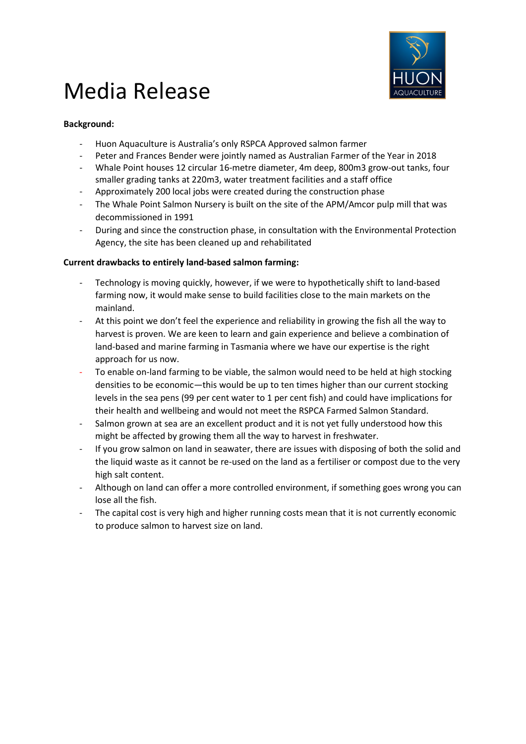# Media Release

**Background:**

- Huon Aquaculture is Australia's only RSPCA Approved salmon farmer
- Peter and Frances Bender were jointly named as Australian Farmer of the Year in 2018
- Whale Point houses 12 circular 16-metre diameter, 4m deep, 800m3 grow-out tanks, four smaller grading tanks at 220m3, water treatment facilities and a staff office
- Approximately 200 local jobs were created during the construction phase
- The Whale Point Salmon Nursery is built on the site of the APM/Amcor pulp mill that was decommissioned in 1991
- During and since the construction phase, in consultation with the Environmental Protection Agency, the site has been cleaned up and rehabilitated

**Current drawbacks to entirely land-based salmon farming:**

- Technology is moving quickly, however, if we were to hypothetically shift to land-based farming now, it would make sense to build facilities close to the main markets on the mainland.
- At this point we don't feel the experience and reliability in growing the fish all the way to harvest is proven. We are keen to learn and gain experience and believe a combination of land-based and marine farming in Tasmania where we have our expertise is the right approach for us now.
- To enable on-land farming to be viable, the salmon would need to be held at high stocking densities to be economic—this would be up to ten times higher than our current stocking levels in the sea pens (99 per cent water to 1 per cent fish) and could have implications for their health and wellbeing and would not meet the RSPCA Farmed Salmon Standard.
- Salmon grown at sea are an excellent product and it is not yet fully understood how this might be affected by growing them all the way to harvest in freshwater.
- If you grow salmon on land in seawater, there are issues with disposing of both the solid and the liquid waste as it cannot be re-used on the land as a fertiliser or compost due to the very high salt content.
- Although on land can offer a more controlled environment, if something goes wrong you can lose all the fish.
- The capital cost is very high and higher running costs mean that it is not currently economic to produce salmon to harvest size on land.